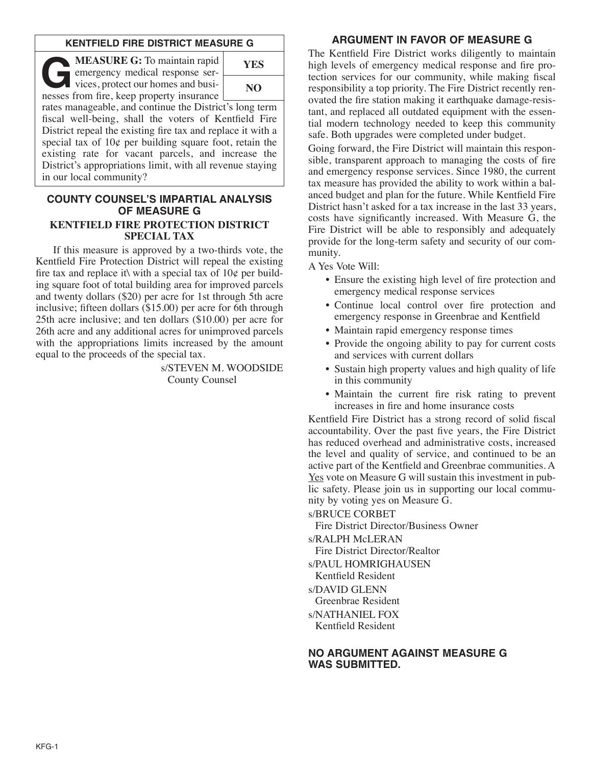## KENTFIELD FIRE DISTRICT MEASURE G

| | |
|---|---|
| **MEASURE G:** To maintain rapid emergency medical response services, protect our homes and businesses from fire, keep property insurance rates manageable, and continue the District's long term fiscal well-being, shall the voters of Kentfield Fire District repeal the existing fire tax and replace it with a special tax of 10¢ per building square foot, retain the existing rate for vacant parcels, and increase the District's appropriations limit, with all revenue staying in our local community? | **YES** |
| | **NO** |

## COUNTY COUNSEL'S IMPARTIAL ANALYSIS OF MEASURE G

### KENTFIELD FIRE PROTECTION DISTRICT SPECIAL TAX

If this measure is approved by a two-thirds vote, the Kentfield Fire Protection District will repeal the existing fire tax and replace it\ with a special tax of 10¢ per building square foot of total building area for improved parcels and twenty dollars ($20) per acre for 1st through 5th acre inclusive; fifteen dollars ($15.00) per acre for 6th through 25th acre inclusive; and ten dollars ($10.00) per acre for 26th acre and any additional acres for unimproved parcels with the appropriations limits increased by the amount equal to the proceeds of the special tax.

s/STEVEN M. WOODSIDE
County Counsel

## ARGUMENT IN FAVOR OF MEASURE G

The Kentfield Fire District works diligently to maintain high levels of emergency medical response and fire protection services for our community, while making fiscal responsibility a top priority. The Fire District recently renovated the fire station making it earthquake damage-resistant, and replaced all outdated equipment with the essential modern technology needed to keep this community safe. Both upgrades were completed under budget.

Going forward, the Fire District will maintain this responsible, transparent approach to managing the costs of fire and emergency response services. Since 1980, the current tax measure has provided the ability to work within a balanced budget and plan for the future. While Kentfield Fire District hasn't asked for a tax increase in the last 33 years, costs have significantly increased. With Measure G, the Fire District will be able to responsibly and adequately provide for the long-term safety and security of our community.

A Yes Vote Will:

- Ensure the existing high level of fire protection and emergency medical response services
- Continue local control over fire protection and emergency response in Greenbrae and Kentfield
- Maintain rapid emergency response times
- Provide the ongoing ability to pay for current costs and services with current dollars
- Sustain high property values and high quality of life in this community
- Maintain the current fire risk rating to prevent increases in fire and home insurance costs

Kentfield Fire District has a strong record of solid fiscal accountability. Over the past five years, the Fire District has reduced overhead and administrative costs, increased the level and quality of service, and continued to be an active part of the Kentfield and Greenbrae communities. A Yes vote on Measure G will sustain this investment in public safety. Please join us in supporting our local community by voting yes on Measure G.

s/BRUCE CORBET
Fire District Director/Business Owner

s/RALPH McLERAN
Fire District Director/Realtor

s/PAUL HOMRIGHAUSEN
Kentfield Resident

s/DAVID GLENN
Greenbrae Resident

s/NATHANIEL FOX
Kentfield Resident

**NO ARGUMENT AGAINST MEASURE G WAS SUBMITTED.**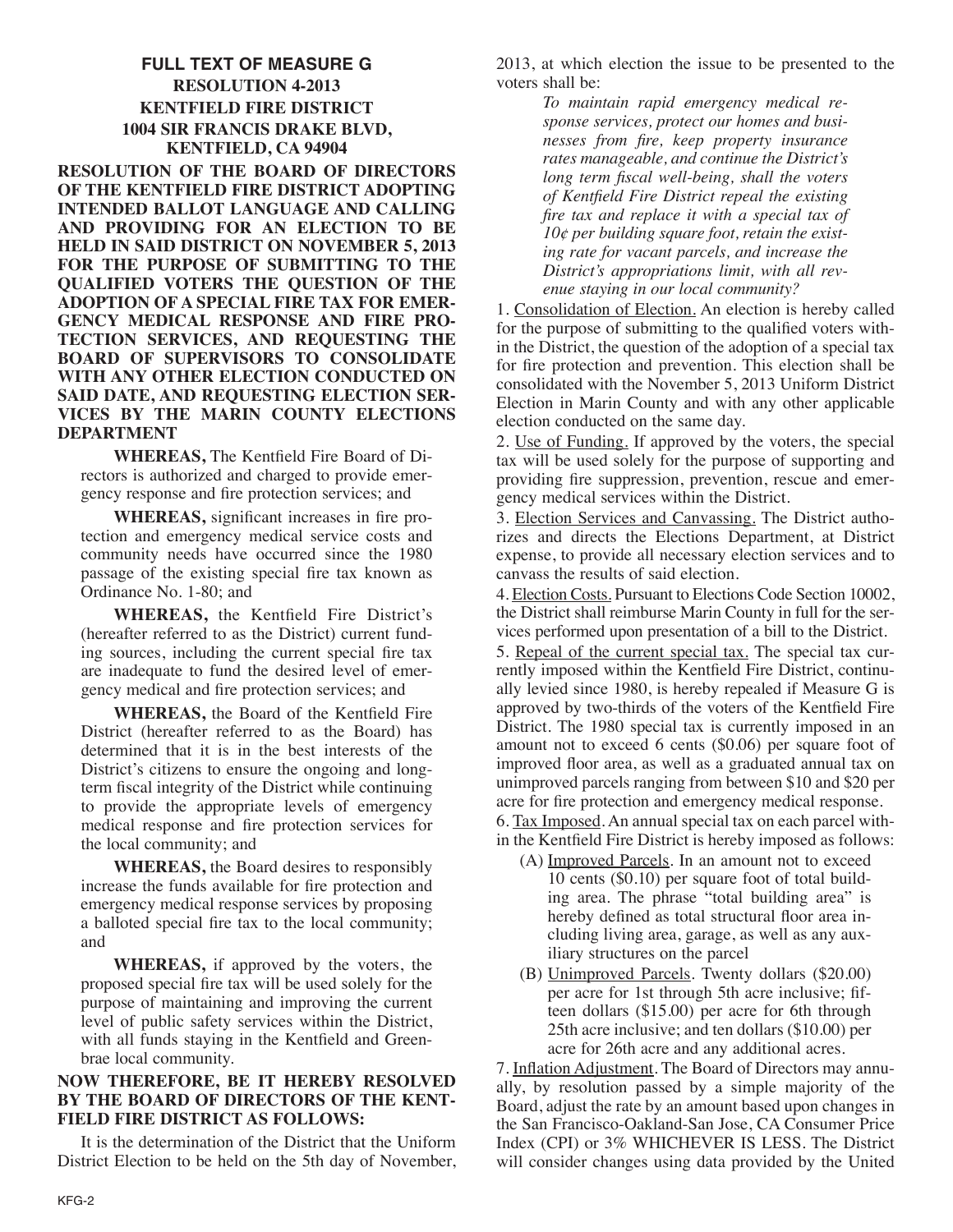# FULL TEXT OF MEASURE G

## RESOLUTION 4-2013

## KENTFIELD FIRE DISTRICT

## 1004 SIR FRANCIS DRAKE BLVD, KENTFIELD, CA 94904

**RESOLUTION OF THE BOARD OF DIRECTORS OF THE KENTFIELD FIRE DISTRICT ADOPTING INTENDED BALLOT LANGUAGE AND CALLING AND PROVIDING FOR AN ELECTION TO BE HELD IN SAID DISTRICT ON NOVEMBER 5, 2013 FOR THE PURPOSE OF SUBMITTING TO THE QUALIFIED VOTERS THE QUESTION OF THE ADOPTION OF A SPECIAL FIRE TAX FOR EMERGENCY MEDICAL RESPONSE AND FIRE PROTECTION SERVICES, AND REQUESTING THE BOARD OF SUPERVISORS TO CONSOLIDATE WITH ANY OTHER ELECTION CONDUCTED ON SAID DATE, AND REQUESTING ELECTION SERVICES BY THE MARIN COUNTY ELECTIONS DEPARTMENT**

**WHEREAS,** The Kentfield Fire Board of Directors is authorized and charged to provide emergency response and fire protection services; and

**WHEREAS,** significant increases in fire protection and emergency medical service costs and community needs have occurred since the 1980 passage of the existing special fire tax known as Ordinance No. 1-80; and

**WHEREAS,** the Kentfield Fire District's (hereafter referred to as the District) current funding sources, including the current special fire tax are inadequate to fund the desired level of emergency medical and fire protection services; and

**WHEREAS,** the Board of the Kentfield Fire District (hereafter referred to as the Board) has determined that it is in the best interests of the District's citizens to ensure the ongoing and long-term fiscal integrity of the District while continuing to provide the appropriate levels of emergency medical response and fire protection services for the local community; and

**WHEREAS,** the Board desires to responsibly increase the funds available for fire protection and emergency medical response services by proposing a balloted special fire tax to the local community; and

**WHEREAS,** if approved by the voters, the proposed special fire tax will be used solely for the purpose of maintaining and improving the current level of public safety services within the District, with all funds staying in the Kentfield and Greenbrae local community.

**NOW THEREFORE, BE IT HEREBY RESOLVED BY THE BOARD OF DIRECTORS OF THE KENTFIELD FIRE DISTRICT AS FOLLOWS:**

It is the determination of the District that the Uniform District Election to be held on the 5th day of November, 2013, at which election the issue to be presented to the voters shall be:

> *To maintain rapid emergency medical response services, protect our homes and businesses from fire, keep property insurance rates manageable, and continue the District's long term fiscal well-being, shall the voters of Kentfield Fire District repeal the existing fire tax and replace it with a special tax of 10¢ per building square foot, retain the existing rate for vacant parcels, and increase the District's appropriations limit, with all revenue staying in our local community?*

1. Consolidation of Election. An election is hereby called for the purpose of submitting to the qualified voters within the District, the question of the adoption of a special tax for fire protection and prevention. This election shall be consolidated with the November 5, 2013 Uniform District Election in Marin County and with any other applicable election conducted on the same day.

2. Use of Funding. If approved by the voters, the special tax will be used solely for the purpose of supporting and providing fire suppression, prevention, rescue and emergency medical services within the District.

3. Election Services and Canvassing. The District authorizes and directs the Elections Department, at District expense, to provide all necessary election services and to canvass the results of said election.

4. Election Costs. Pursuant to Elections Code Section 10002, the District shall reimburse Marin County in full for the services performed upon presentation of a bill to the District.

5. Repeal of the current special tax. The special tax currently imposed within the Kentfield Fire District, continually levied since 1980, is hereby repealed if Measure G is approved by two-thirds of the voters of the Kentfield Fire District. The 1980 special tax is currently imposed in an amount not to exceed 6 cents ($0.06) per square foot of improved floor area, as well as a graduated annual tax on unimproved parcels ranging from between $10 and $20 per acre for fire protection and emergency medical response.

6. Tax Imposed. An annual special tax on each parcel within the Kentfield Fire District is hereby imposed as follows:

   (A) Improved Parcels. In an amount not to exceed 10 cents ($0.10) per square foot of total building area. The phrase "total building area" is hereby defined as total structural floor area including living area, garage, as well as any auxiliary structures on the parcel

   (B) Unimproved Parcels. Twenty dollars ($20.00) per acre for 1st through 5th acre inclusive; fifteen dollars ($15.00) per acre for 6th through 25th acre inclusive; and ten dollars ($10.00) per acre for 26th acre and any additional acres.

7. Inflation Adjustment. The Board of Directors may annually, by resolution passed by a simple majority of the Board, adjust the rate by an amount based upon changes in the San Francisco-Oakland-San Jose, CA Consumer Price Index (CPI) or 3% WHICHEVER IS LESS. The District will consider changes using data provided by the United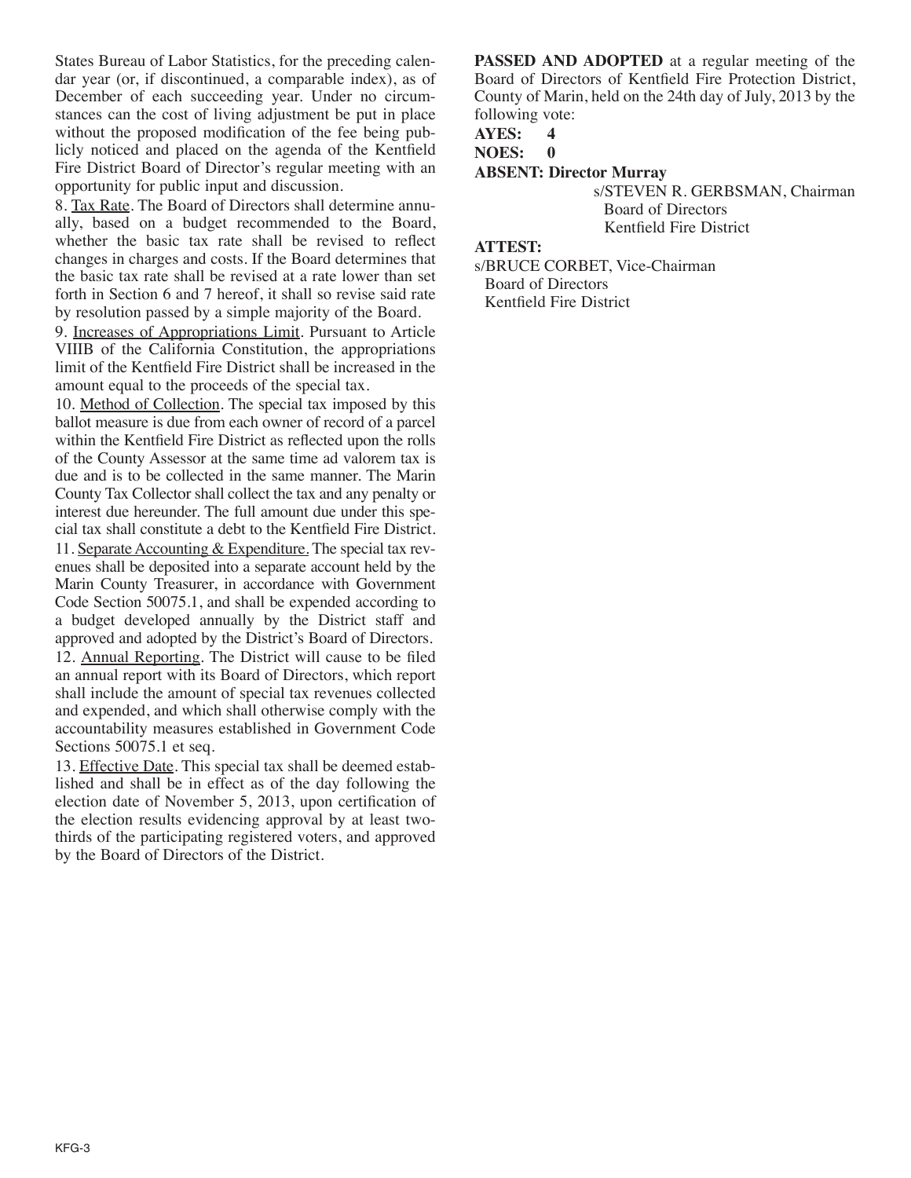States Bureau of Labor Statistics, for the preceding calendar year (or, if discontinued, a comparable index), as of December of each succeeding year. Under no circumstances can the cost of living adjustment be put in place without the proposed modification of the fee being publicly noticed and placed on the agenda of the Kentfield Fire District Board of Director's regular meeting with an opportunity for public input and discussion.

8. Tax Rate. The Board of Directors shall determine annually, based on a budget recommended to the Board, whether the basic tax rate shall be revised to reflect changes in charges and costs. If the Board determines that the basic tax rate shall be revised at a rate lower than set forth in Section 6 and 7 hereof, it shall so revise said rate by resolution passed by a simple majority of the Board.

9. Increases of Appropriations Limit. Pursuant to Article VIIIB of the California Constitution, the appropriations limit of the Kentfield Fire District shall be increased in the amount equal to the proceeds of the special tax.

10. Method of Collection. The special tax imposed by this ballot measure is due from each owner of record of a parcel within the Kentfield Fire District as reflected upon the rolls of the County Assessor at the same time ad valorem tax is due and is to be collected in the same manner. The Marin County Tax Collector shall collect the tax and any penalty or interest due hereunder. The full amount due under this special tax shall constitute a debt to the Kentfield Fire District.

11. Separate Accounting & Expenditure. The special tax revenues shall be deposited into a separate account held by the Marin County Treasurer, in accordance with Government Code Section 50075.1, and shall be expended according to a budget developed annually by the District staff and approved and adopted by the District's Board of Directors.

12. Annual Reporting. The District will cause to be filed an annual report with its Board of Directors, which report shall include the amount of special tax revenues collected and expended, and which shall otherwise comply with the accountability measures established in Government Code Sections 50075.1 et seq.

13. Effective Date. This special tax shall be deemed established and shall be in effect as of the day following the election date of November 5, 2013, upon certification of the election results evidencing approval by at least two-thirds of the participating registered voters, and approved by the Board of Directors of the District.

**PASSED AND ADOPTED** at a regular meeting of the Board of Directors of Kentfield Fire Protection District, County of Marin, held on the 24th day of July, 2013 by the following vote:

**AYES: 4**
**NOES: 0**
**ABSENT: Director Murray**

s/STEVEN R. GERBSMAN, Chairman
Board of Directors
Kentfield Fire District

**ATTEST:**

s/BRUCE CORBET, Vice-Chairman
Board of Directors
Kentfield Fire District